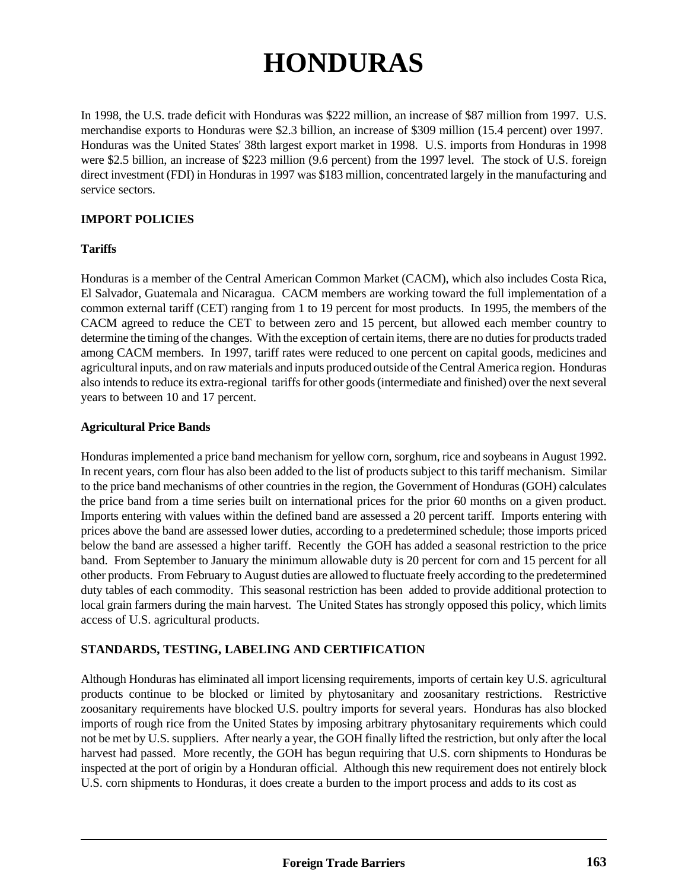# HONDURAS

In 1998, the U.S. trade deficit with Honduras was $222 million, an increase of $87 million from 1997. U.S. merchandise exports to Honduras were $2.3 billion, an increase of $309 million (15.4 percent) over 1997. Honduras was the United States' 38th largest export market in 1998. U.S. imports from Honduras in 1998 were $2.5 billion, an increase of $223 million (9.6 percent) from the 1997 level. The stock of U.S. foreign direct investment (FDI) in Honduras in 1997 was $183 million, concentrated largely in the manufacturing and service sectors.

## IMPORT POLICIES

### Tariffs

Honduras is a member of the Central American Common Market (CACM), which also includes Costa Rica, El Salvador, Guatemala and Nicaragua. CACM members are working toward the full implementation of a common external tariff (CET) ranging from 1 to 19 percent for most products. In 1995, the members of the CACM agreed to reduce the CET to between zero and 15 percent, but allowed each member country to determine the timing of the changes. With the exception of certain items, there are no duties for products traded among CACM members. In 1997, tariff rates were reduced to one percent on capital goods, medicines and agricultural inputs, and on raw materials and inputs produced outside of the Central America region. Honduras also intends to reduce its extra-regional tariffs for other goods (intermediate and finished) over the next several years to between 10 and 17 percent.

### Agricultural Price Bands

Honduras implemented a price band mechanism for yellow corn, sorghum, rice and soybeans in August 1992. In recent years, corn flour has also been added to the list of products subject to this tariff mechanism. Similar to the price band mechanisms of other countries in the region, the Government of Honduras (GOH) calculates the price band from a time series built on international prices for the prior 60 months on a given product. Imports entering with values within the defined band are assessed a 20 percent tariff. Imports entering with prices above the band are assessed lower duties, according to a predetermined schedule; those imports priced below the band are assessed a higher tariff. Recently the GOH has added a seasonal restriction to the price band. From September to January the minimum allowable duty is 20 percent for corn and 15 percent for all other products. From February to August duties are allowed to fluctuate freely according to the predetermined duty tables of each commodity. This seasonal restriction has been added to provide additional protection to local grain farmers during the main harvest. The United States has strongly opposed this policy, which limits access of U.S. agricultural products.

## STANDARDS, TESTING, LABELING AND CERTIFICATION

Although Honduras has eliminated all import licensing requirements, imports of certain key U.S. agricultural products continue to be blocked or limited by phytosanitary and zoosanitary restrictions. Restrictive zoosanitary requirements have blocked U.S. poultry imports for several years. Honduras has also blocked imports of rough rice from the United States by imposing arbitrary phytosanitary requirements which could not be met by U.S. suppliers. After nearly a year, the GOH finally lifted the restriction, but only after the local harvest had passed. More recently, the GOH has begun requiring that U.S. corn shipments to Honduras be inspected at the port of origin by a Honduran official. Although this new requirement does not entirely block U.S. corn shipments to Honduras, it does create a burden to the import process and adds to its cost as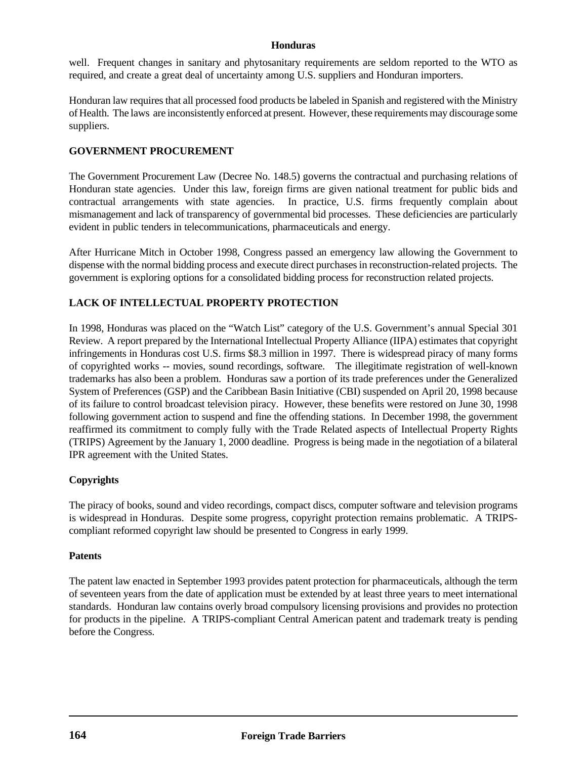well. Frequent changes in sanitary and phytosanitary requirements are seldom reported to the WTO as required, and create a great deal of uncertainty among U.S. suppliers and Honduran importers.

Honduran law requires that all processed food products be labeled in Spanish and registered with the Ministry of Health. The laws are inconsistently enforced at present. However, these requirements may discourage some suppliers.

## GOVERNMENT PROCUREMENT

The Government Procurement Law (Decree No. 148.5) governs the contractual and purchasing relations of Honduran state agencies. Under this law, foreign firms are given national treatment for public bids and contractual arrangements with state agencies. In practice, U.S. firms frequently complain about mismanagement and lack of transparency of governmental bid processes. These deficiencies are particularly evident in public tenders in telecommunications, pharmaceuticals and energy.

After Hurricane Mitch in October 1998, Congress passed an emergency law allowing the Government to dispense with the normal bidding process and execute direct purchases in reconstruction-related projects. The government is exploring options for a consolidated bidding process for reconstruction related projects.

## LACK OF INTELLECTUAL PROPERTY PROTECTION

In 1998, Honduras was placed on the "Watch List" category of the U.S. Government's annual Special 301 Review. A report prepared by the International Intellectual Property Alliance (IIPA) estimates that copyright infringements in Honduras cost U.S. firms $8.3 million in 1997. There is widespread piracy of many forms of copyrighted works -- movies, sound recordings, software. The illegitimate registration of well-known trademarks has also been a problem. Honduras saw a portion of its trade preferences under the Generalized System of Preferences (GSP) and the Caribbean Basin Initiative (CBI) suspended on April 20, 1998 because of its failure to control broadcast television piracy. However, these benefits were restored on June 30, 1998 following government action to suspend and fine the offending stations. In December 1998, the government reaffirmed its commitment to comply fully with the Trade Related aspects of Intellectual Property Rights (TRIPS) Agreement by the January 1, 2000 deadline. Progress is being made in the negotiation of a bilateral IPR agreement with the United States.

### Copyrights

The piracy of books, sound and video recordings, compact discs, computer software and television programs is widespread in Honduras. Despite some progress, copyright protection remains problematic. A TRIPS-compliant reformed copyright law should be presented to Congress in early 1999.

### Patents

The patent law enacted in September 1993 provides patent protection for pharmaceuticals, although the term of seventeen years from the date of application must be extended by at least three years to meet international standards. Honduran law contains overly broad compulsory licensing provisions and provides no protection for products in the pipeline. A TRIPS-compliant Central American patent and trademark treaty is pending before the Congress.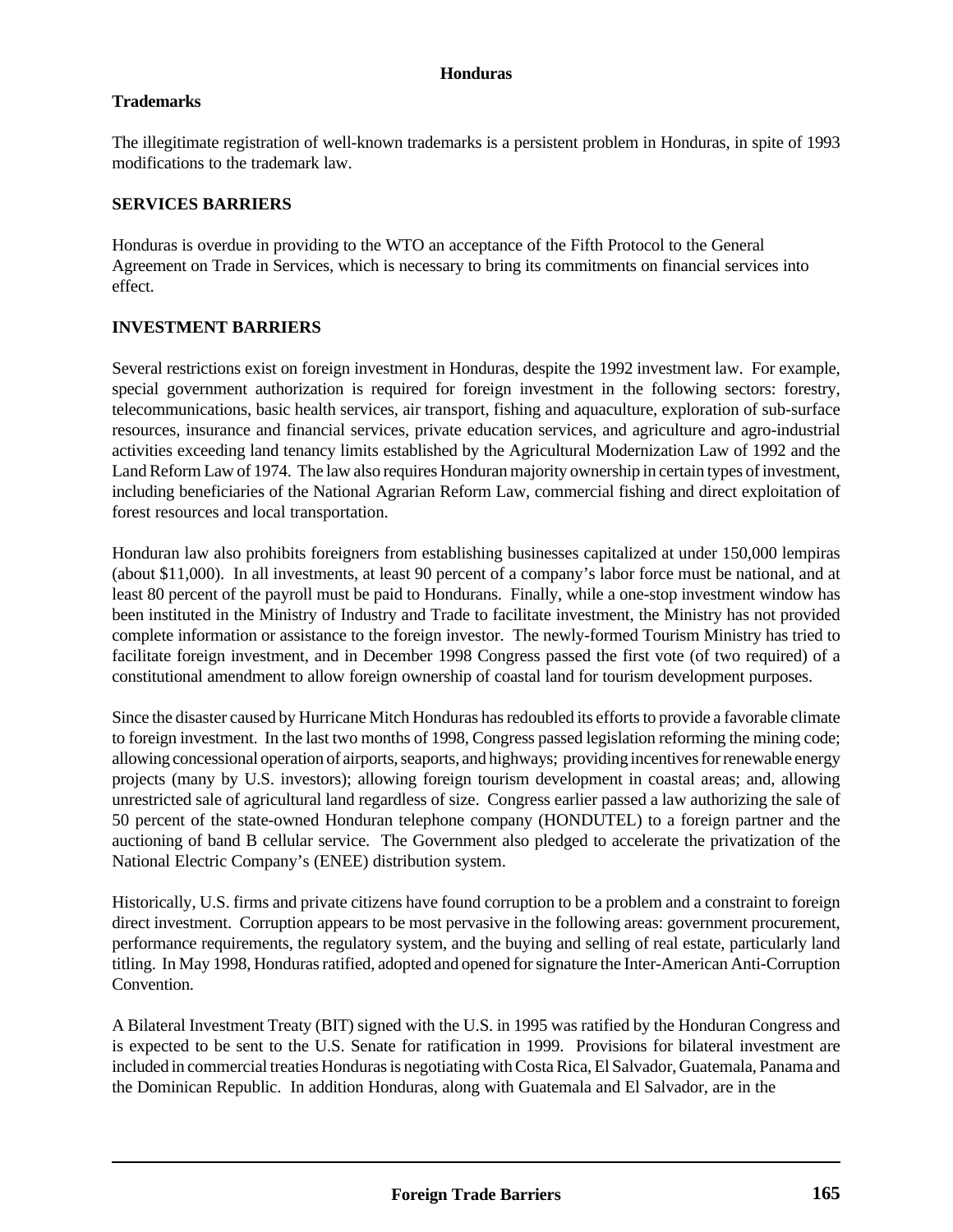### Trademarks

The illegitimate registration of well-known trademarks is a persistent problem in Honduras, in spite of 1993 modifications to the trademark law.

## SERVICES BARRIERS

Honduras is overdue in providing to the WTO an acceptance of the Fifth Protocol to the General Agreement on Trade in Services, which is necessary to bring its commitments on financial services into effect.

## INVESTMENT BARRIERS

Several restrictions exist on foreign investment in Honduras, despite the 1992 investment law. For example, special government authorization is required for foreign investment in the following sectors: forestry, telecommunications, basic health services, air transport, fishing and aquaculture, exploration of sub-surface resources, insurance and financial services, private education services, and agriculture and agro-industrial activities exceeding land tenancy limits established by the Agricultural Modernization Law of 1992 and the Land Reform Law of 1974. The law also requires Honduran majority ownership in certain types of investment, including beneficiaries of the National Agrarian Reform Law, commercial fishing and direct exploitation of forest resources and local transportation.

Honduran law also prohibits foreigners from establishing businesses capitalized at under 150,000 lempiras (about $11,000). In all investments, at least 90 percent of a company's labor force must be national, and at least 80 percent of the payroll must be paid to Hondurans. Finally, while a one-stop investment window has been instituted in the Ministry of Industry and Trade to facilitate investment, the Ministry has not provided complete information or assistance to the foreign investor. The newly-formed Tourism Ministry has tried to facilitate foreign investment, and in December 1998 Congress passed the first vote (of two required) of a constitutional amendment to allow foreign ownership of coastal land for tourism development purposes.

Since the disaster caused by Hurricane Mitch Honduras has redoubled its efforts to provide a favorable climate to foreign investment. In the last two months of 1998, Congress passed legislation reforming the mining code; allowing concessional operation of airports, seaports, and highways; providing incentives for renewable energy projects (many by U.S. investors); allowing foreign tourism development in coastal areas; and, allowing unrestricted sale of agricultural land regardless of size. Congress earlier passed a law authorizing the sale of 50 percent of the state-owned Honduran telephone company (HONDUTEL) to a foreign partner and the auctioning of band B cellular service. The Government also pledged to accelerate the privatization of the National Electric Company's (ENEE) distribution system.

Historically, U.S. firms and private citizens have found corruption to be a problem and a constraint to foreign direct investment. Corruption appears to be most pervasive in the following areas: government procurement, performance requirements, the regulatory system, and the buying and selling of real estate, particularly land titling. In May 1998, Honduras ratified, adopted and opened for signature the Inter-American Anti-Corruption Convention.

A Bilateral Investment Treaty (BIT) signed with the U.S. in 1995 was ratified by the Honduran Congress and is expected to be sent to the U.S. Senate for ratification in 1999. Provisions for bilateral investment are included in commercial treaties Honduras is negotiating with Costa Rica, El Salvador, Guatemala, Panama and the Dominican Republic. In addition Honduras, along with Guatemala and El Salvador, are in the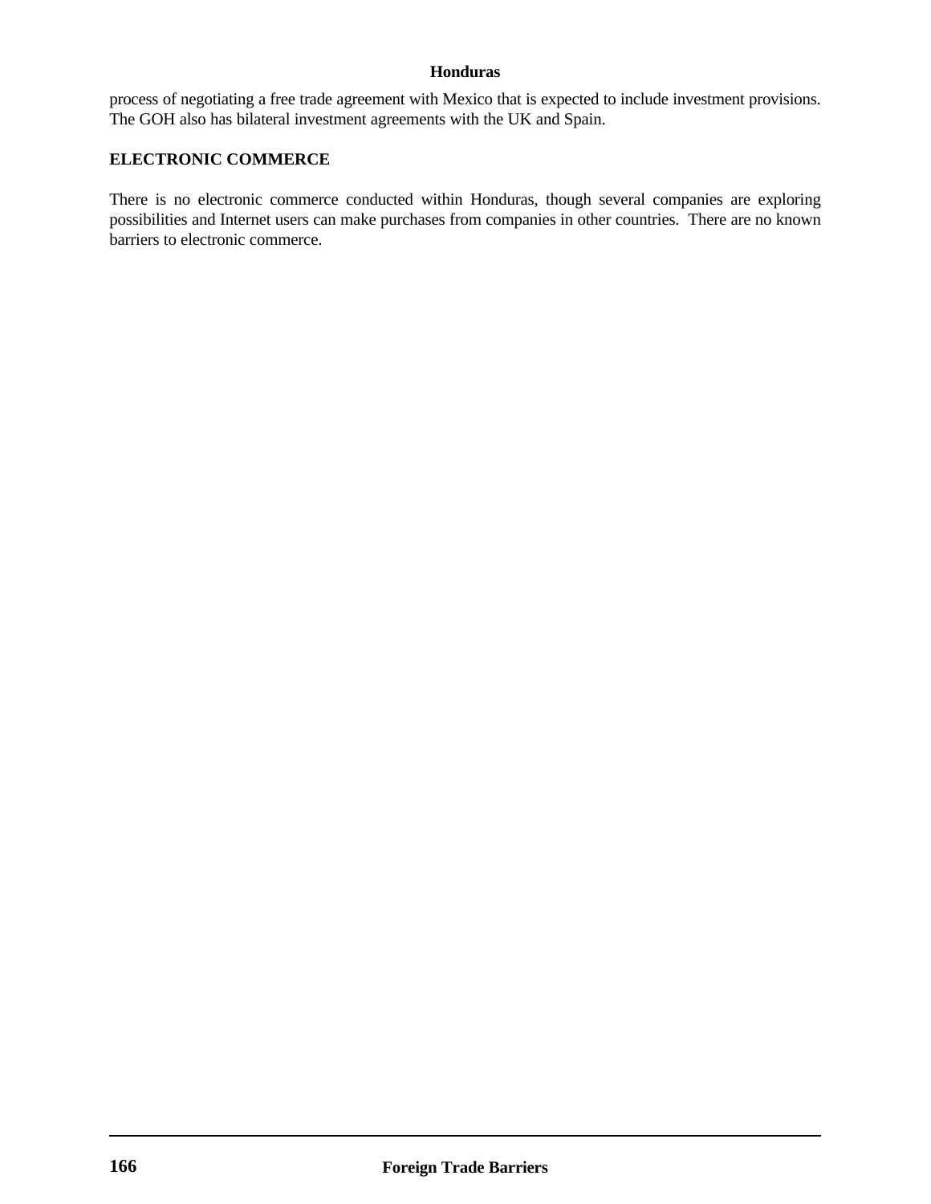process of negotiating a free trade agreement with Mexico that is expected to include investment provisions. The GOH also has bilateral investment agreements with the UK and Spain.

## ELECTRONIC COMMERCE

There is no electronic commerce conducted within Honduras, though several companies are exploring possibilities and Internet users can make purchases from companies in other countries. There are no known barriers to electronic commerce.